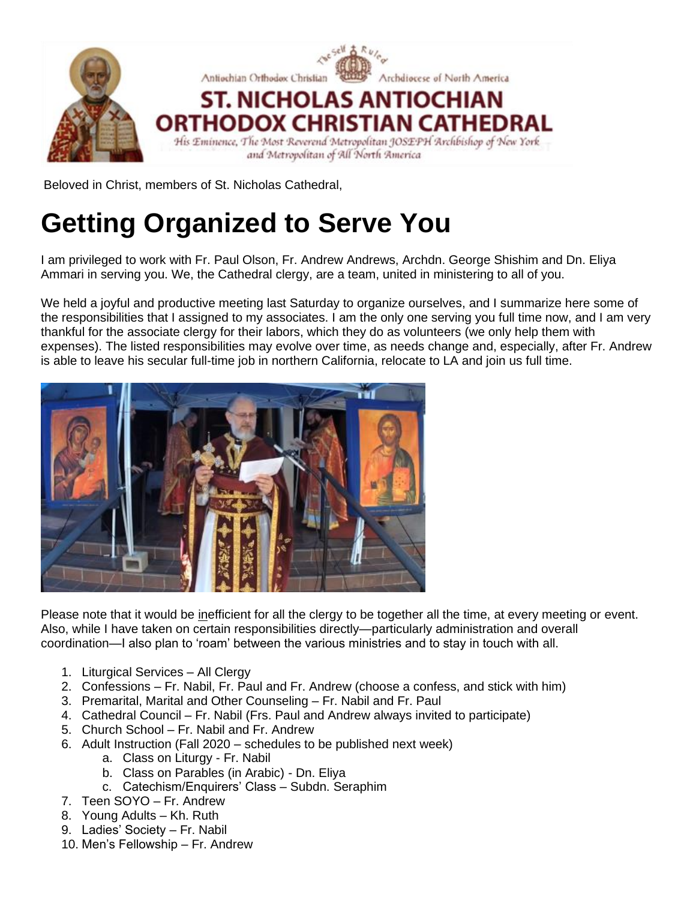Antiochian Orthodox Christian Archdiocese of North America

**ST. NICHOLAS ANTIOCHIAN ORTHODOX CHRISTIAN CATHEDRAL**

*His Eminence, The Most Reverend Metropolitan JOSEPH Archbishop of New York and Metropolitan of All North America*

Beloved in Christ, members of St. Nicholas Cathedral,

# Getting Organized to Serve You

I am privileged to work with Fr. Paul Olson, Fr. Andrew Andrews, Archdn. George Shishim and Dn. Eliya Ammari in serving you. We, the Cathedral clergy, are a team, united in ministering to all of you.

We held a joyful and productive meeting last Saturday to organize ourselves, and I summarize here some of the responsibilities that I assigned to my associates. I am the only one serving you full time now, and I am very thankful for the associate clergy for their labors, which they do as volunteers (we only help them with expenses). The listed responsibilities may evolve over time, as needs change and, especially, after Fr. Andrew is able to leave his secular full-time job in northern California, relocate to LA and join us full time.

Please note that it would be <u>in</u>efficient for all the clergy to be together all the time, at every meeting or event. Also, while I have taken on certain responsibilities directly—particularly administration and overall coordination—I also plan to 'roam' between the various ministries and to stay in touch with all.

1. Liturgical Services – All Clergy
2. Confessions – Fr. Nabil, Fr. Paul and Fr. Andrew (choose a confess, and stick with him)
3. Premarital, Marital and Other Counseling – Fr. Nabil and Fr. Paul
4. Cathedral Council – Fr. Nabil (Frs. Paul and Andrew always invited to participate)
5. Church School – Fr. Nabil and Fr. Andrew
6. Adult Instruction (Fall 2020 – schedules to be published next week)
   a. Class on Liturgy - Fr. Nabil
   b. Class on Parables (in Arabic) - Dn. Eliya
   c. Catechism/Enquirers' Class – Subdn. Seraphim
7. Teen SOYO – Fr. Andrew
8. Young Adults – Kh. Ruth
9. Ladies' Society – Fr. Nabil
10. Men's Fellowship – Fr. Andrew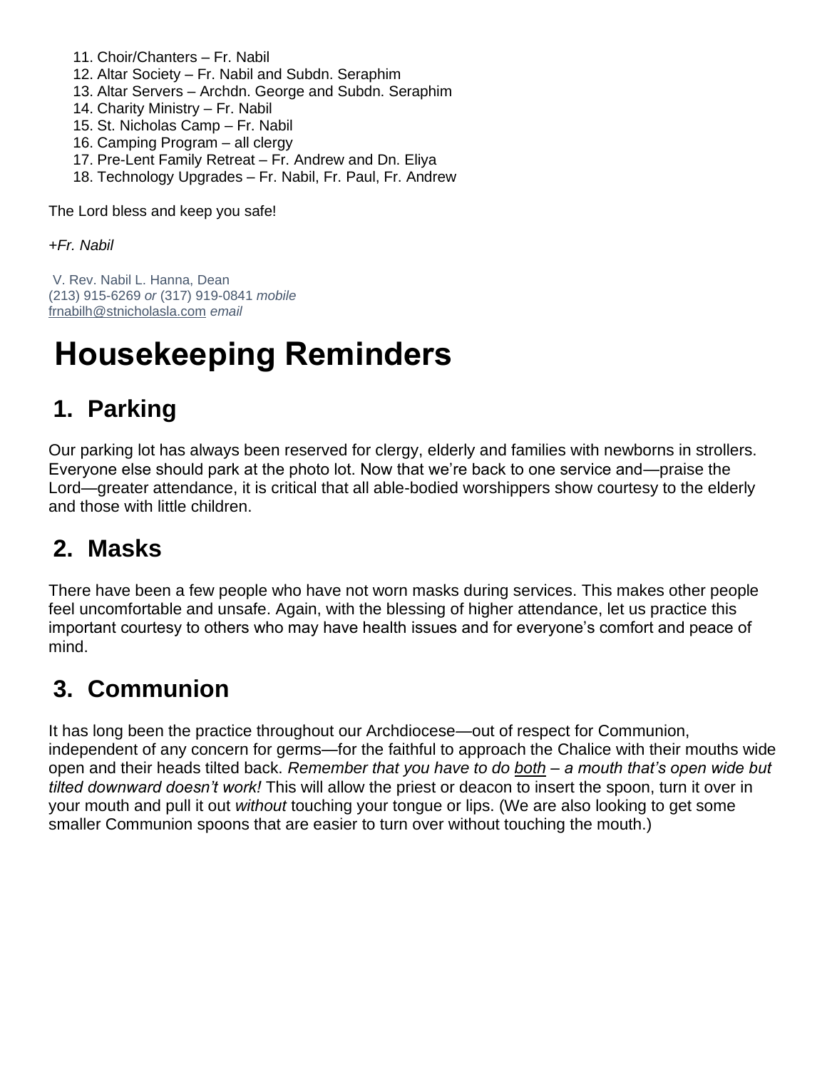11. Choir/Chanters – Fr. Nabil
12. Altar Society – Fr. Nabil and Subdn. Seraphim
13. Altar Servers – Archdn. George and Subdn. Seraphim
14. Charity Ministry – Fr. Nabil
15. St. Nicholas Camp – Fr. Nabil
16. Camping Program – all clergy
17. Pre-Lent Family Retreat – Fr. Andrew and Dn. Eliya
18. Technology Upgrades – Fr. Nabil, Fr. Paul, Fr. Andrew

The Lord bless and keep you safe!

*+Fr. Nabil*

V. Rev. Nabil L. Hanna, Dean
(213) 915-6269 *or* (317) 919-0841 *mobile*
frnabilh@stnicholasla.com *email*

# Housekeeping Reminders

## 1. Parking

Our parking lot has always been reserved for clergy, elderly and families with newborns in strollers. Everyone else should park at the photo lot. Now that we're back to one service and—praise the Lord—greater attendance, it is critical that all able-bodied worshippers show courtesy to the elderly and those with little children.

## 2. Masks

There have been a few people who have not worn masks during services. This makes other people feel uncomfortable and unsafe. Again, with the blessing of higher attendance, let us practice this important courtesy to others who may have health issues and for everyone's comfort and peace of mind.

## 3. Communion

It has long been the practice throughout our Archdiocese—out of respect for Communion, independent of any concern for germs—for the faithful to approach the Chalice with their mouths wide open and their heads tilted back. *Remember that you have to do both – a mouth that's open wide but tilted downward doesn't work!* This will allow the priest or deacon to insert the spoon, turn it over in your mouth and pull it out *without* touching your tongue or lips. (We are also looking to get some smaller Communion spoons that are easier to turn over without touching the mouth.)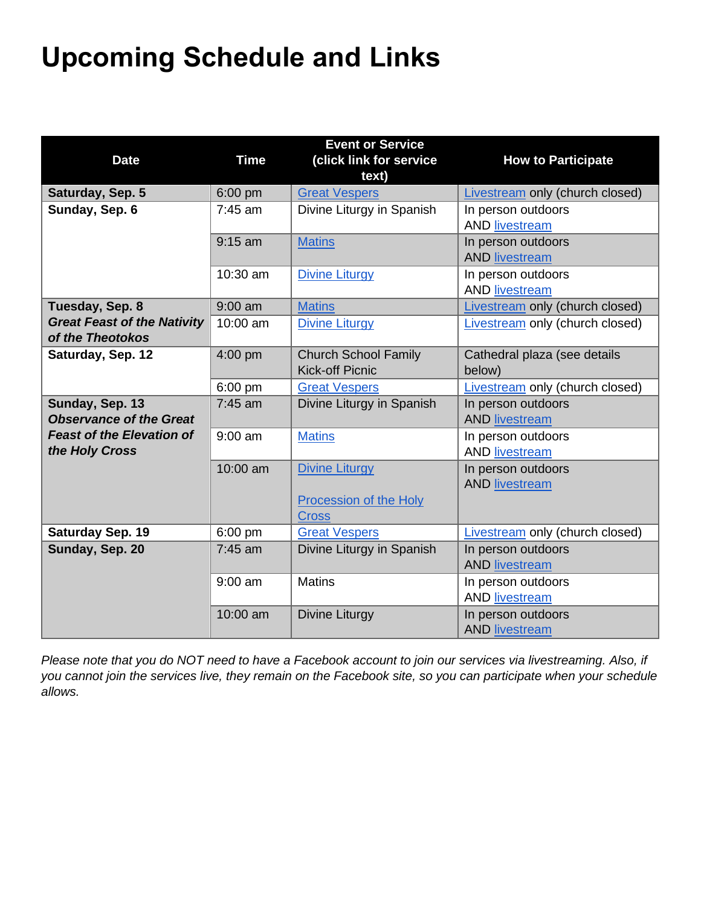# Upcoming Schedule and Links

| Date | Time | Event or Service (click link for service text) | How to Participate |
|---|---|---|---|
| **Saturday, Sep. 5** | 6:00 pm | Great Vespers | Livestream only (church closed) |
| **Sunday, Sep. 6** | 7:45 am | Divine Liturgy in Spanish | In person outdoors AND livestream |
| | 9:15 am | Matins | In person outdoors AND livestream |
| | 10:30 am | Divine Liturgy | In person outdoors AND livestream |
| **Tuesday, Sep. 8** ***Great Feast of the Nativity of the Theotokos*** | 9:00 am | Matins | Livestream only (church closed) |
| | 10:00 am | Divine Liturgy | Livestream only (church closed) |
| **Saturday, Sep. 12** | 4:00 pm | Church School Family Kick-off Picnic | Cathedral plaza (see details below) |
| | 6:00 pm | Great Vespers | Livestream only (church closed) |
| **Sunday, Sep. 13** ***Observance of the Great Feast of the Elevation of the Holy Cross*** | 7:45 am | Divine Liturgy in Spanish | In person outdoors AND livestream |
| | 9:00 am | Matins | In person outdoors AND livestream |
| | 10:00 am | Divine Liturgy<br><br>Procession of the Holy Cross | In person outdoors AND livestream |
| **Saturday Sep. 19** | 6:00 pm | Great Vespers | Livestream only (church closed) |
| **Sunday, Sep. 20** | 7:45 am | Divine Liturgy in Spanish | In person outdoors AND livestream |
| | 9:00 am | Matins | In person outdoors AND livestream |
| | 10:00 am | Divine Liturgy | In person outdoors AND livestream |

*Please note that you do NOT need to have a Facebook account to join our services via livestreaming. Also, if you cannot join the services live, they remain on the Facebook site, so you can participate when your schedule allows.*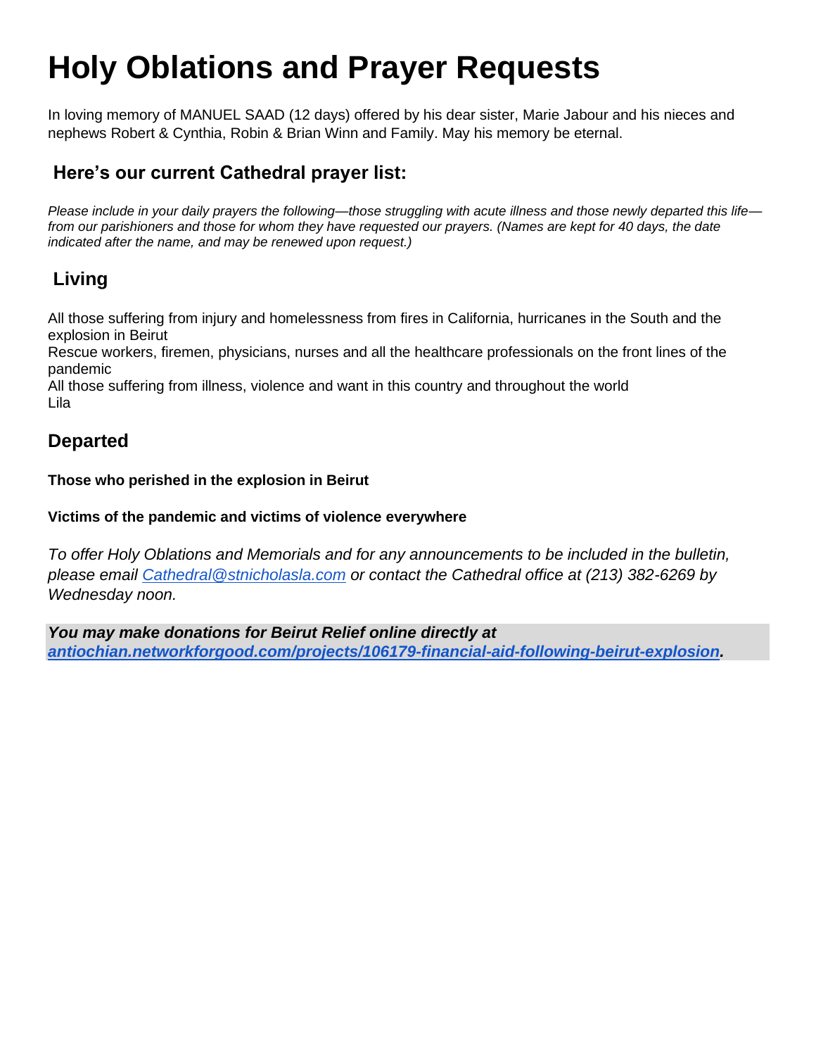# Holy Oblations and Prayer Requests

In loving memory of MANUEL SAAD (12 days) offered by his dear sister, Marie Jabour and his nieces and nephews Robert & Cynthia, Robin & Brian Winn and Family. May his memory be eternal.

## Here's our current Cathedral prayer list:

*Please include in your daily prayers the following—those struggling with acute illness and those newly departed this life—from our parishioners and those for whom they have requested our prayers. (Names are kept for 40 days, the date indicated after the name, and may be renewed upon request.)*

## Living

All those suffering from injury and homelessness from fires in California, hurricanes in the South and the explosion in Beirut
Rescue workers, firemen, physicians, nurses and all the healthcare professionals on the front lines of the pandemic
All those suffering from illness, violence and want in this country and throughout the world
Lila

## Departed

**Those who perished in the explosion in Beirut**

**Victims of the pandemic and victims of violence everywhere**

*To offer Holy Oblations and Memorials and for any announcements to be included in the bulletin, please email [Cathedral@stnicholasla.com](mailto:Cathedral@stnicholasla.com) or contact the Cathedral office at (213) 382-6269 by Wednesday noon.*

***You may make donations for Beirut Relief online directly at [antiochian.networkforgood.com/projects/106179-financial-aid-following-beirut-explosion](https://antiochian.networkforgood.com/projects/106179-financial-aid-following-beirut-explosion).***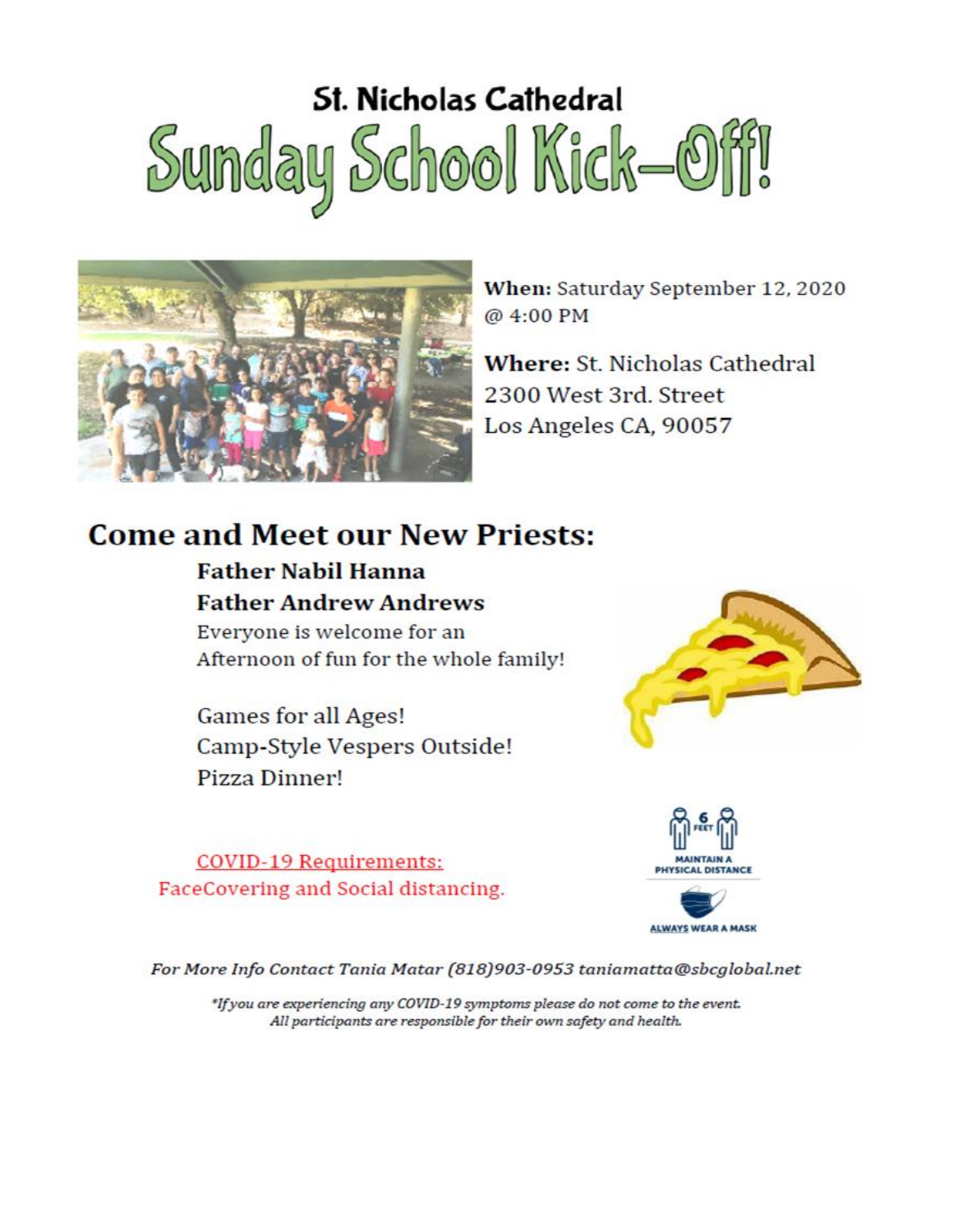# St. Nicholas Cathedral

# Sunday School Kick-Off!

**When:** Saturday September 12, 2020 @ 4:00 PM

**Where:** St. Nicholas Cathedral
2300 West 3rd. Street
Los Angeles CA, 90057

## Come and Meet our New Priests:

**Father Nabil Hanna**
**Father Andrew Andrews**

Everyone is welcome for an
Afternoon of fun for the whole family!

Games for all Ages!
Camp-Style Vespers Outside!
Pizza Dinner!

COVID-19 Requirements:
FaceCovering and Social distancing.

6 FEET
MAINTAIN A PHYSICAL DISTANCE

ALWAYS WEAR A MASK

*For More Info Contact Tania Matar (818)903-0953 taniamatta@sbcglobal.net*

*\*If you are experiencing any COVID-19 symptoms please do not come to the event. All participants are responsible for their own safety and health.*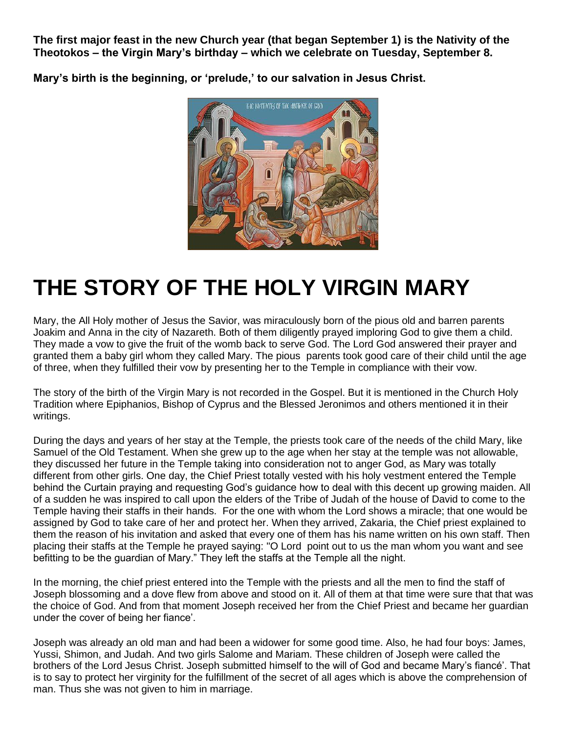**The first major feast in the new Church year (that began September 1) is the Nativity of the Theotokos – the Virgin Mary's birthday – which we celebrate on Tuesday, September 8.**

**Mary's birth is the beginning, or 'prelude,' to our salvation in Jesus Christ.**

# THE STORY OF THE HOLY VIRGIN MARY

Mary, the All Holy mother of Jesus the Savior, was miraculously born of the pious old and barren parents Joakim and Anna in the city of Nazareth. Both of them diligently prayed imploring God to give them a child. They made a vow to give the fruit of the womb back to serve God. The Lord God answered their prayer and granted them a baby girl whom they called Mary. The pious parents took good care of their child until the age of three, when they fulfilled their vow by presenting her to the Temple in compliance with their vow.

The story of the birth of the Virgin Mary is not recorded in the Gospel. But it is mentioned in the Church Holy Tradition where Epiphanios, Bishop of Cyprus and the Blessed Jeronimos and others mentioned it in their writings.

During the days and years of her stay at the Temple, the priests took care of the needs of the child Mary, like Samuel of the Old Testament. When she grew up to the age when her stay at the temple was not allowable, they discussed her future in the Temple taking into consideration not to anger God, as Mary was totally different from other girls. One day, the Chief Priest totally vested with his holy vestment entered the Temple behind the Curtain praying and requesting God's guidance how to deal with this decent up growing maiden. All of a sudden he was inspired to call upon the elders of the Tribe of Judah of the house of David to come to the Temple having their staffs in their hands. For the one with whom the Lord shows a miracle; that one would be assigned by God to take care of her and protect her. When they arrived, Zakaria, the Chief priest explained to them the reason of his invitation and asked that every one of them has his name written on his own staff. Then placing their staffs at the Temple he prayed saying: "O Lord point out to us the man whom you want and see befitting to be the guardian of Mary." They left the staffs at the Temple all the night.

In the morning, the chief priest entered into the Temple with the priests and all the men to find the staff of Joseph blossoming and a dove flew from above and stood on it. All of them at that time were sure that that was the choice of God. And from that moment Joseph received her from the Chief Priest and became her guardian under the cover of being her fiance'.

Joseph was already an old man and had been a widower for some good time. Also, he had four boys: James, Yussi, Shimon, and Judah. And two girls Salome and Mariam. These children of Joseph were called the brothers of the Lord Jesus Christ. Joseph submitted himself to the will of God and became Mary's fiancé'. That is to say to protect her virginity for the fulfillment of the secret of all ages which is above the comprehension of man. Thus she was not given to him in marriage.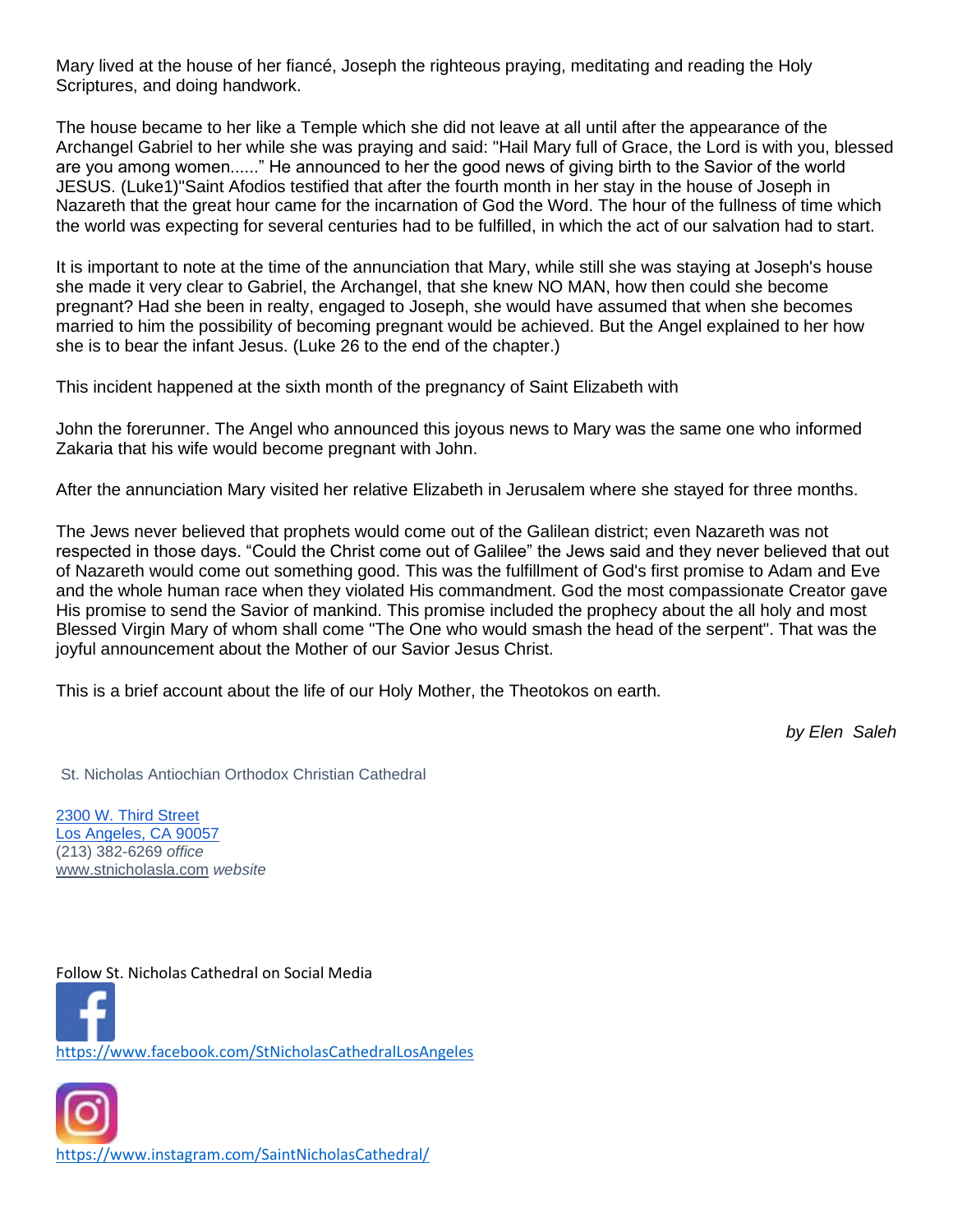Mary lived at the house of her fiancé, Joseph the righteous praying, meditating and reading the Holy Scriptures, and doing handwork.

The house became to her like a Temple which she did not leave at all until after the appearance of the Archangel Gabriel to her while she was praying and said: "Hail Mary full of Grace, the Lord is with you, blessed are you among women......" He announced to her the good news of giving birth to the Savior of the world JESUS. (Luke1)"Saint Afodios testified that after the fourth month in her stay in the house of Joseph in Nazareth that the great hour came for the incarnation of God the Word. The hour of the fullness of time which the world was expecting for several centuries had to be fulfilled, in which the act of our salvation had to start.

It is important to note at the time of the annunciation that Mary, while still she was staying at Joseph's house she made it very clear to Gabriel, the Archangel, that she knew NO MAN, how then could she become pregnant? Had she been in realty, engaged to Joseph, she would have assumed that when she becomes married to him the possibility of becoming pregnant would be achieved. But the Angel explained to her how she is to bear the infant Jesus. (Luke 26 to the end of the chapter.)

This incident happened at the sixth month of the pregnancy of Saint Elizabeth with

John the forerunner. The Angel who announced this joyous news to Mary was the same one who informed Zakaria that his wife would become pregnant with John.

After the annunciation Mary visited her relative Elizabeth in Jerusalem where she stayed for three months.

The Jews never believed that prophets would come out of the Galilean district; even Nazareth was not respected in those days. “Could the Christ come out of Galilee” the Jews said and they never believed that out of Nazareth would come out something good. This was the fulfillment of God's first promise to Adam and Eve and the whole human race when they violated His commandment. God the most compassionate Creator gave His promise to send the Savior of mankind. This promise included the prophecy about the all holy and most Blessed Virgin Mary of whom shall come "The One who would smash the head of the serpent". That was the joyful announcement about the Mother of our Savior Jesus Christ.

This is a brief account about the life of our Holy Mother, the Theotokos on earth.

*by Elen Saleh*

St. Nicholas Antiochian Orthodox Christian Cathedral

2300 W. Third Street
Los Angeles, CA 90057
(213) 382-6269 *office*
www.stnicholasla.com *website*

Follow St. Nicholas Cathedral on Social Media

https://www.facebook.com/StNicholasCathedralLosAngeles

https://www.instagram.com/SaintNicholasCathedral/